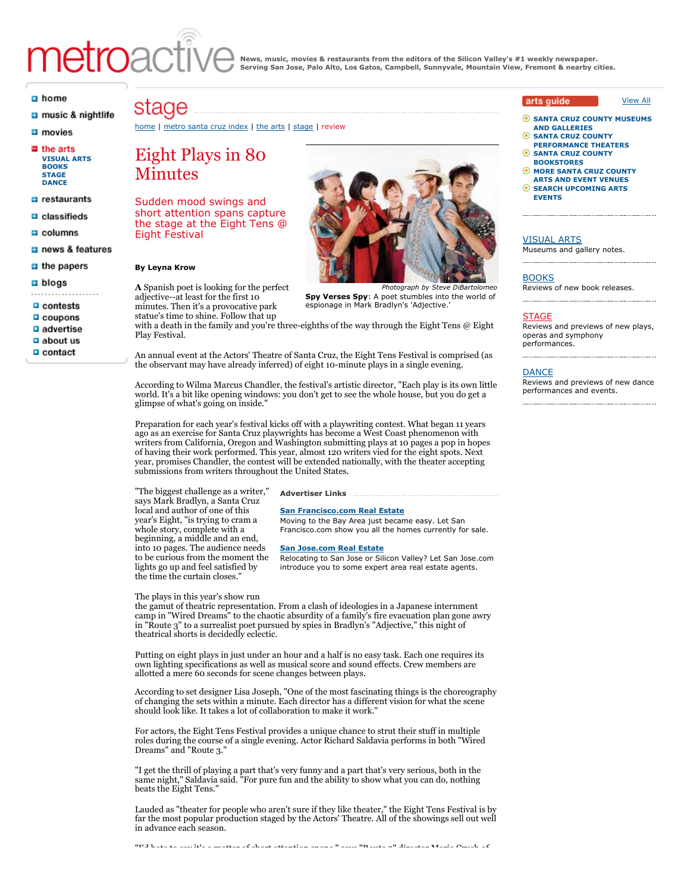# Eight Plays in 80 Minutes

## Sudden mood swings and short attention spans capture the stage at the Eight Tens @ Eight Festival

**By Leyna Krow**

*Photograph by Steve DiBartolomeo*

**Spy Verses Spy**: A poet stumbles into the world of espionage in Mark Bradlyn's 'Adjective.'

**A** Spanish poet is looking for the perfect adjective--at least for the first 10 minutes. Then it's a provocative park statue's time to shine. Follow that up with a death in the family and you're three-eighths of the way through the Eight Tens @ Eight Play Festival.

An annual event at the Actors' Theatre of Santa Cruz, the Eight Tens Festival is comprised (as the observant may have already inferred) of eight 10-minute plays in a single evening.

According to Wilma Marcus Chandler, the festival's artistic director, "Each play is its own little world. It's a bit like opening windows: you don't get to see the whole house, but you do get a glimpse of what's going on inside."

Preparation for each year's festival kicks off with a playwriting contest. What began 11 years ago as an exercise for Santa Cruz playwrights has become a West Coast phenomenon with writers from California, Oregon and Washington submitting plays at 10 pages a pop in hopes of having their work performed. This year, almost 120 writers vied for the eight spots. Next year, promises Chandler, the contest will be extended nationally, with the theater accepting submissions from writers throughout the United States.

"The biggest challenge as a writer," says Mark Bradlyn, a Santa Cruz local and author of one of this year's Eight, "is trying to cram a whole story, complete with a beginning, a middle and an end, into 10 pages. The audience needs to be curious from the moment the lights go up and feel satisfied by the time the curtain closes."

The plays in this year's show run the gamut of theatric representation. From a clash of ideologies in a Japanese internment camp in "Wired Dreams" to the chaotic absurdity of a family's fire evacuation plan gone awry in "Route 3" to a surrealist poet pursued by spies in Bradlyn's "Adjective," this night of theatrical shorts is decidedly eclectic.

Putting on eight plays in just under an hour and a half is no easy task. Each one requires its own lighting specifications as well as musical score and sound effects. Crew members are allotted a mere 60 seconds for scene changes between plays.

According to set designer Lisa Joseph, "One of the most fascinating things is the choreography of changing the sets within a minute. Each director has a different vision for what the scene should look like. It takes a lot of collaboration to make it work."

For actors, the Eight Tens Festival provides a unique chance to strut their stuff in multiple roles during the course of a single evening. Actor Richard Saldavia performs in both "Wired Dreams" and "Route 3."

"I get the thrill of playing a part that's very funny and a part that's very serious, both in the same night," Saldavia said. "For pure fun and the ability to show what you can do, nothing beats the Eight Tens."

Lauded as "theater for people who aren't sure if they like theater," the Eight Tens Festival is by far the most popular production staged by the Actors' Theatre. All of the showings sell out well in advance each season.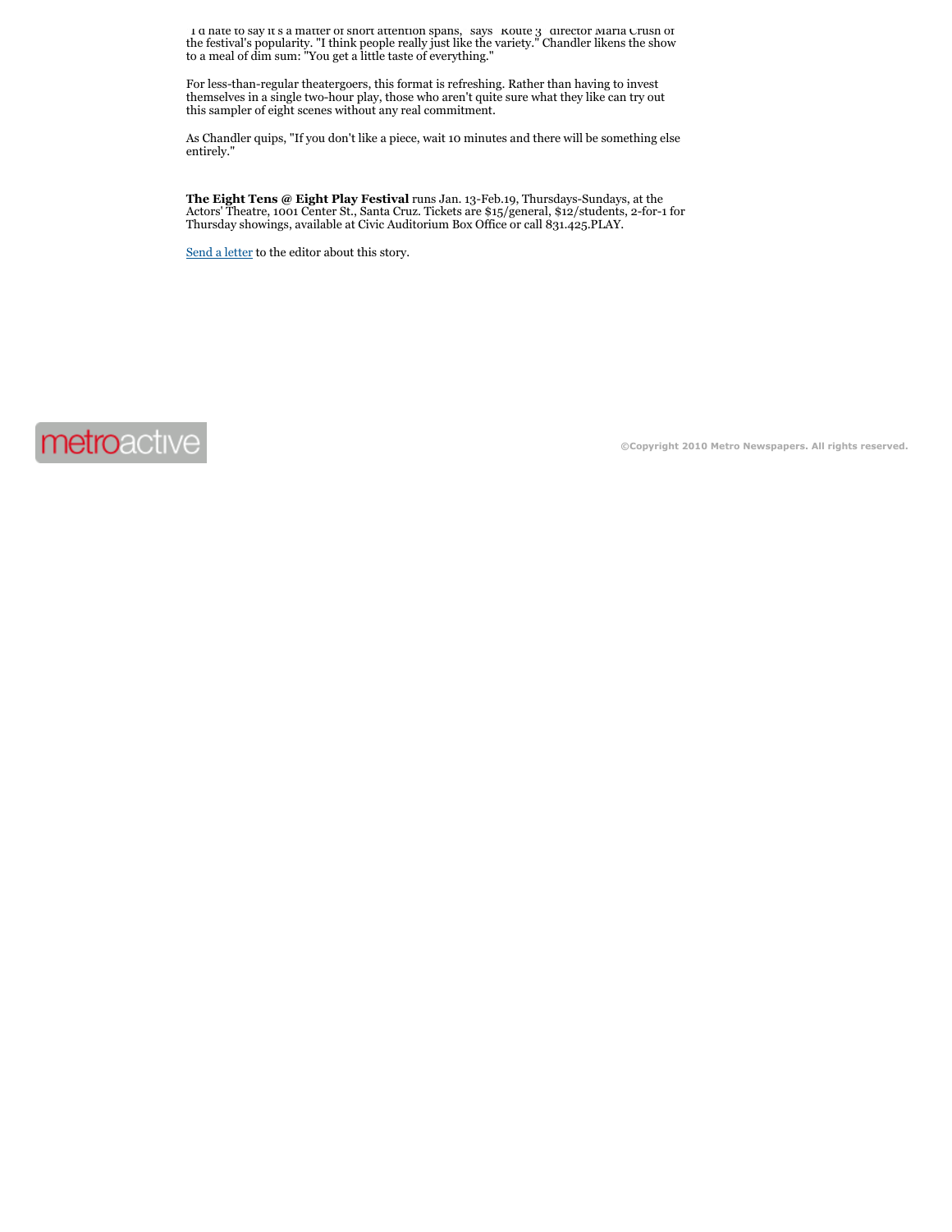"I'd hate to say it's a matter of short attention spans," says "Route 3" director Maria Crush of the festival's popularity. "I think people really just like the variety." Chandler likens the show to a meal of dim sum: "You get a little taste of everything."

For less-than-regular theatergoers, this format is refreshing. Rather than having to invest themselves in a single two-hour play, those who aren't quite sure what they like can try out this sampler of eight scenes without any real commitment.

As Chandler quips, "If you don't like a piece, wait 10 minutes and there will be something else entirely."

**The Eight Tens @ Eight Play Festival** runs Jan. 13-Feb.19, Thursdays-Sundays, at the Actors' Theatre, 1001 Center St., Santa Cruz. Tickets are $15/general, $12/students, 2-for-1 for Thursday showings, available at Civic Auditorium Box Office or call 831.425.PLAY.

Send a letter to the editor about this story.

metroactive

©Copyright 2010 Metro Newspapers. All rights reserved.